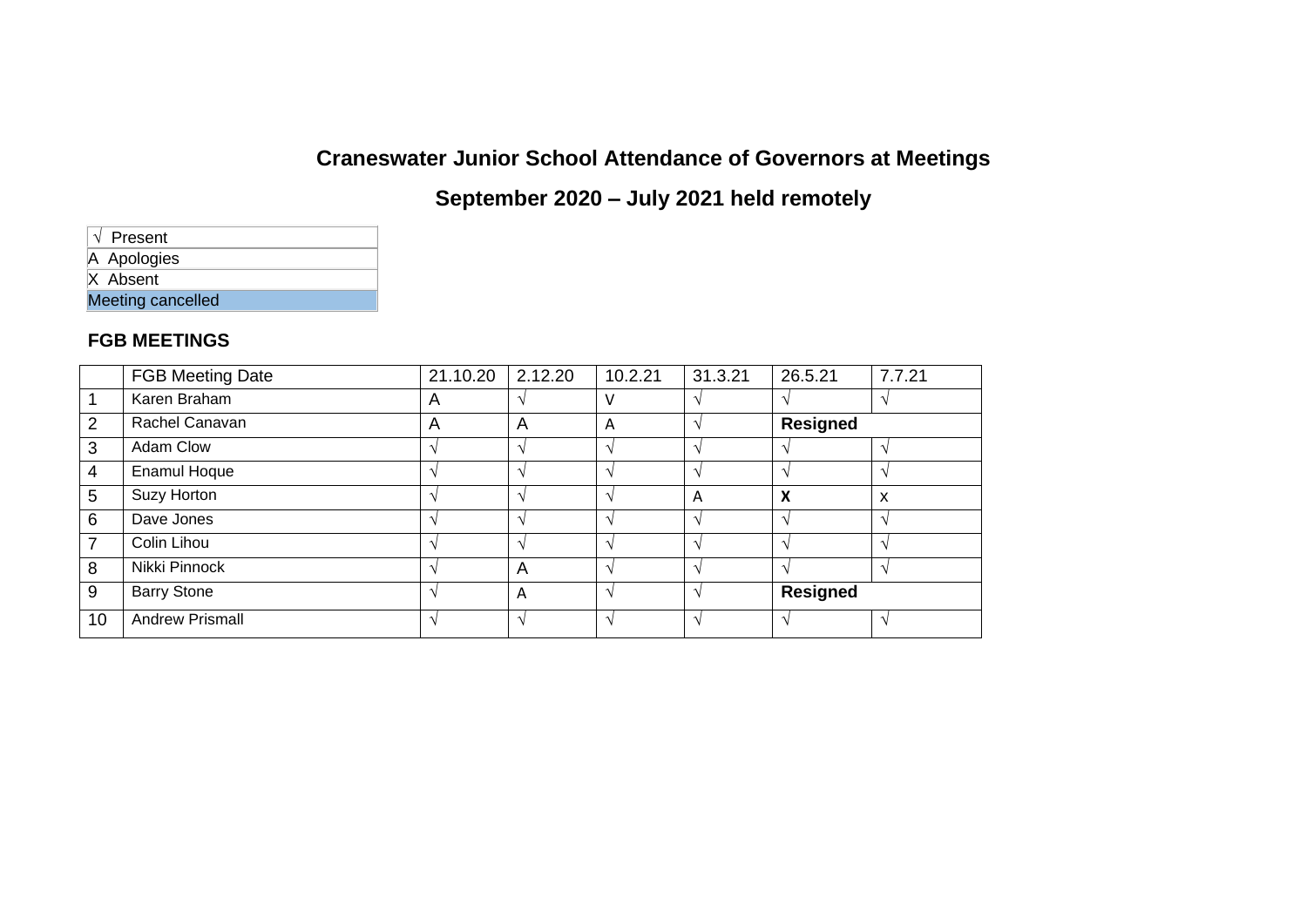# Craneswater Junior School Attendance of Governors at Meetings

## September 2020 – July 2021 held remotely

| √ Present |
|---|
| A Apologies |
| X Absent |
| Meeting cancelled |

### FGB MEETINGS

| | FGB Meeting Date | 21.10.20 | 2.12.20 | 10.2.21 | 31.3.21 | 26.5.21 | 7.7.21 |
|---|---|---|---|---|---|---|---|
| 1 | Karen Braham | A | √ | V | √ | √ | √ |
| 2 | Rachel Canavan | A | A | A | √ | **Resigned** | |
| 3 | Adam Clow | √ | √ | √ | √ | √ | √ |
| 4 | Enamul Hoque | √ | √ | √ | √ | √ | √ |
| 5 | Suzy Horton | √ | √ | √ | A | **X** | x |
| 6 | Dave Jones | √ | √ | √ | √ | √ | √ |
| 7 | Colin Lihou | √ | √ | √ | √ | √ | √ |
| 8 | Nikki Pinnock | √ | A | √ | √ | √ | √ |
| 9 | Barry Stone | √ | A | √ | √ | **Resigned** | |
| 10 | Andrew Prismall | √ | √ | √ | √ | √ | √ |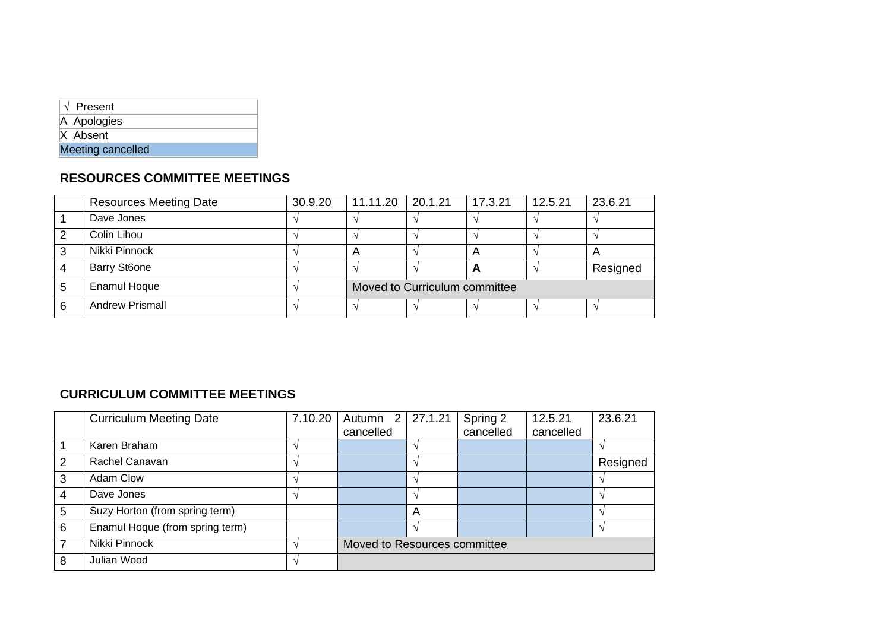| | |
|---|---|
| √ Present | |
| A Apologies | |
| X Absent | |
| Meeting cancelled | |

## RESOURCES COMMITTEE MEETINGS

| | Resources Meeting Date | 30.9.20 | 11.11.20 | 20.1.21 | 17.3.21 | 12.5.21 | 23.6.21 |
|---|---|---|---|---|---|---|---|
| 1 | Dave Jones | √ | √ | √ | √ | √ | √ |
| 2 | Colin Lihou | √ | √ | √ | √ | √ | √ |
| 3 | Nikki Pinnock | √ | A | √ | A | √ | A |
| 4 | Barry St6one | √ | √ | √ | **A** | √ | Resigned |
| 5 | Enamul Hoque | √ | Moved to Curriculum committee | | | | |
| 6 | Andrew Prismall | √ | √ | √ | √ | √ | √ |

## CURRICULUM COMMITTEE MEETINGS

| | Curriculum Meeting Date | 7.10.20 | Autumn 2 cancelled | 27.1.21 | Spring 2 cancelled | 12.5.21 cancelled | 23.6.21 |
|---|---|---|---|---|---|---|---|
| 1 | Karen Braham | √ | | √ | | | √ |
| 2 | Rachel Canavan | √ | | √ | | | Resigned |
| 3 | Adam Clow | √ | | √ | | | √ |
| 4 | Dave Jones | √ | | √ | | | √ |
| 5 | Suzy Horton (from spring term) | | | A | | | √ |
| 6 | Enamul Hoque (from spring term) | | | √ | | | √ |
| 7 | Nikki Pinnock | √ | Moved to Resources committee | | | | |
| 8 | Julian Wood | √ | | | | | |